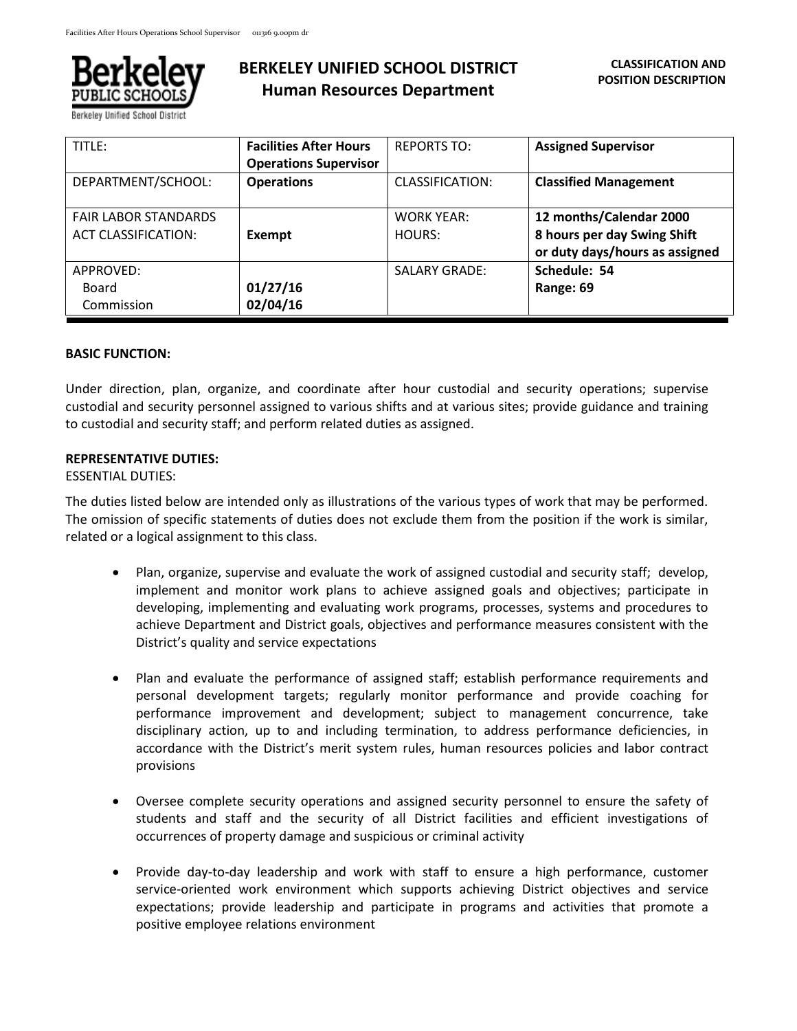# BERKELEY UNIFIED SCHOOL DISTRICT
## Human Resources Department

**CLASSIFICATION AND POSITION DESCRIPTION**

| TITLE: | **Facilities After Hours Operations Supervisor** | REPORTS TO: | **Assigned Supervisor** |
|---|---|---|---|
| DEPARTMENT/SCHOOL: | **Operations** | CLASSIFICATION: | **Classified Management** |
| FAIR LABOR STANDARDS ACT CLASSIFICATION: | **Exempt** | WORK YEAR: HOURS: | **12 months/Calendar 2000 8 hours per day Swing Shift or duty days/hours as assigned** |
| APPROVED: Board Commission | **01/27/16 02/04/16** | SALARY GRADE: | **Schedule: 54 Range: 69** |

**BASIC FUNCTION:**

Under direction, plan, organize, and coordinate after hour custodial and security operations; supervise custodial and security personnel assigned to various shifts and at various sites; provide guidance and training to custodial and security staff; and perform related duties as assigned.

**REPRESENTATIVE DUTIES:**

ESSENTIAL DUTIES:

The duties listed below are intended only as illustrations of the various types of work that may be performed. The omission of specific statements of duties does not exclude them from the position if the work is similar, related or a logical assignment to this class.

- Plan, organize, supervise and evaluate the work of assigned custodial and security staff; develop, implement and monitor work plans to achieve assigned goals and objectives; participate in developing, implementing and evaluating work programs, processes, systems and procedures to achieve Department and District goals, objectives and performance measures consistent with the District's quality and service expectations

- Plan and evaluate the performance of assigned staff; establish performance requirements and personal development targets; regularly monitor performance and provide coaching for performance improvement and development; subject to management concurrence, take disciplinary action, up to and including termination, to address performance deficiencies, in accordance with the District's merit system rules, human resources policies and labor contract provisions

- Oversee complete security operations and assigned security personnel to ensure the safety of students and staff and the security of all District facilities and efficient investigations of occurrences of property damage and suspicious or criminal activity

- Provide day-to-day leadership and work with staff to ensure a high performance, customer service-oriented work environment which supports achieving District objectives and service expectations; provide leadership and participate in programs and activities that promote a positive employee relations environment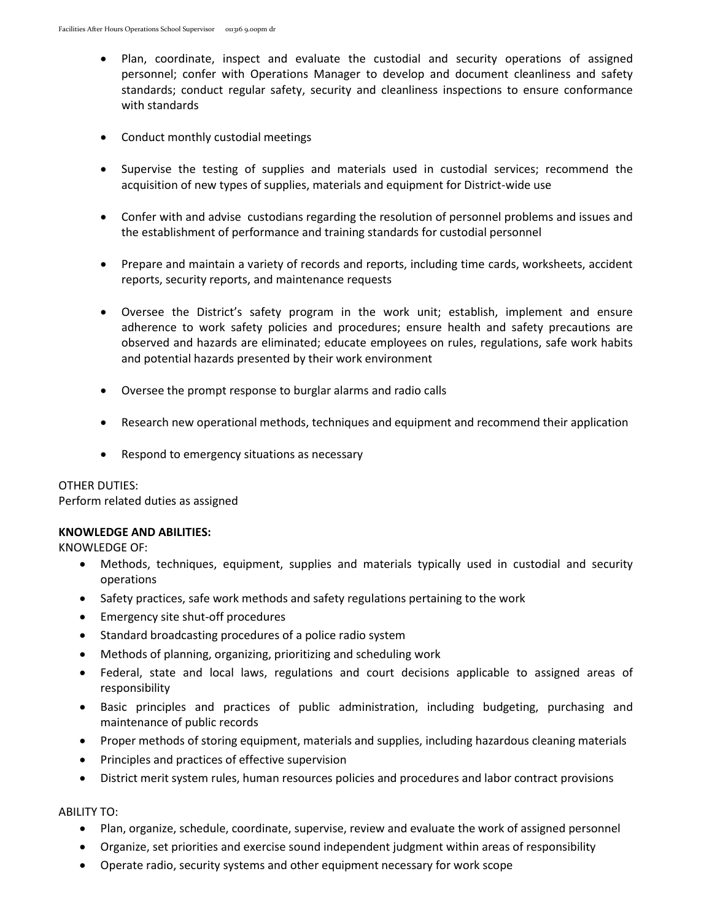- Plan, coordinate, inspect and evaluate the custodial and security operations of assigned personnel; confer with Operations Manager to develop and document cleanliness and safety standards; conduct regular safety, security and cleanliness inspections to ensure conformance with standards

- Conduct monthly custodial meetings

- Supervise the testing of supplies and materials used in custodial services; recommend the acquisition of new types of supplies, materials and equipment for District-wide use

- Confer with and advise custodians regarding the resolution of personnel problems and issues and the establishment of performance and training standards for custodial personnel

- Prepare and maintain a variety of records and reports, including time cards, worksheets, accident reports, security reports, and maintenance requests

- Oversee the District's safety program in the work unit; establish, implement and ensure adherence to work safety policies and procedures; ensure health and safety precautions are observed and hazards are eliminated; educate employees on rules, regulations, safe work habits and potential hazards presented by their work environment

- Oversee the prompt response to burglar alarms and radio calls

- Research new operational methods, techniques and equipment and recommend their application

- Respond to emergency situations as necessary

OTHER DUTIES:
Perform related duties as assigned

**KNOWLEDGE AND ABILITIES:**

KNOWLEDGE OF:

- Methods, techniques, equipment, supplies and materials typically used in custodial and security operations
- Safety practices, safe work methods and safety regulations pertaining to the work
- Emergency site shut-off procedures
- Standard broadcasting procedures of a police radio system
- Methods of planning, organizing, prioritizing and scheduling work
- Federal, state and local laws, regulations and court decisions applicable to assigned areas of responsibility
- Basic principles and practices of public administration, including budgeting, purchasing and maintenance of public records
- Proper methods of storing equipment, materials and supplies, including hazardous cleaning materials
- Principles and practices of effective supervision
- District merit system rules, human resources policies and procedures and labor contract provisions

ABILITY TO:

- Plan, organize, schedule, coordinate, supervise, review and evaluate the work of assigned personnel
- Organize, set priorities and exercise sound independent judgment within areas of responsibility
- Operate radio, security systems and other equipment necessary for work scope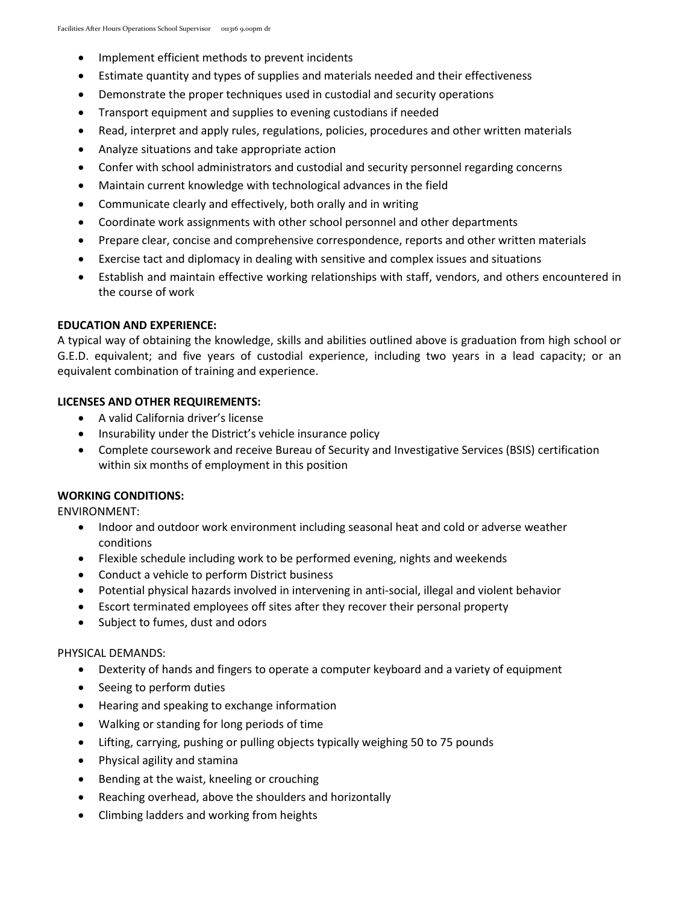- Implement efficient methods to prevent incidents
- Estimate quantity and types of supplies and materials needed and their effectiveness
- Demonstrate the proper techniques used in custodial and security operations
- Transport equipment and supplies to evening custodians if needed
- Read, interpret and apply rules, regulations, policies, procedures and other written materials
- Analyze situations and take appropriate action
- Confer with school administrators and custodial and security personnel regarding concerns
- Maintain current knowledge with technological advances in the field
- Communicate clearly and effectively, both orally and in writing
- Coordinate work assignments with other school personnel and other departments
- Prepare clear, concise and comprehensive correspondence, reports and other written materials
- Exercise tact and diplomacy in dealing with sensitive and complex issues and situations
- Establish and maintain effective working relationships with staff, vendors, and others encountered in the course of work

**EDUCATION AND EXPERIENCE:**
A typical way of obtaining the knowledge, skills and abilities outlined above is graduation from high school or G.E.D. equivalent; and five years of custodial experience, including two years in a lead capacity; or an equivalent combination of training and experience.

**LICENSES AND OTHER REQUIREMENTS:**

- A valid California driver's license
- Insurability under the District's vehicle insurance policy
- Complete coursework and receive Bureau of Security and Investigative Services (BSIS) certification within six months of employment in this position

**WORKING CONDITIONS:**
ENVIRONMENT:

- Indoor and outdoor work environment including seasonal heat and cold or adverse weather conditions
- Flexible schedule including work to be performed evening, nights and weekends
- Conduct a vehicle to perform District business
- Potential physical hazards involved in intervening in anti-social, illegal and violent behavior
- Escort terminated employees off sites after they recover their personal property
- Subject to fumes, dust and odors

PHYSICAL DEMANDS:

- Dexterity of hands and fingers to operate a computer keyboard and a variety of equipment
- Seeing to perform duties
- Hearing and speaking to exchange information
- Walking or standing for long periods of time
- Lifting, carrying, pushing or pulling objects typically weighing 50 to 75 pounds
- Physical agility and stamina
- Bending at the waist, kneeling or crouching
- Reaching overhead, above the shoulders and horizontally
- Climbing ladders and working from heights